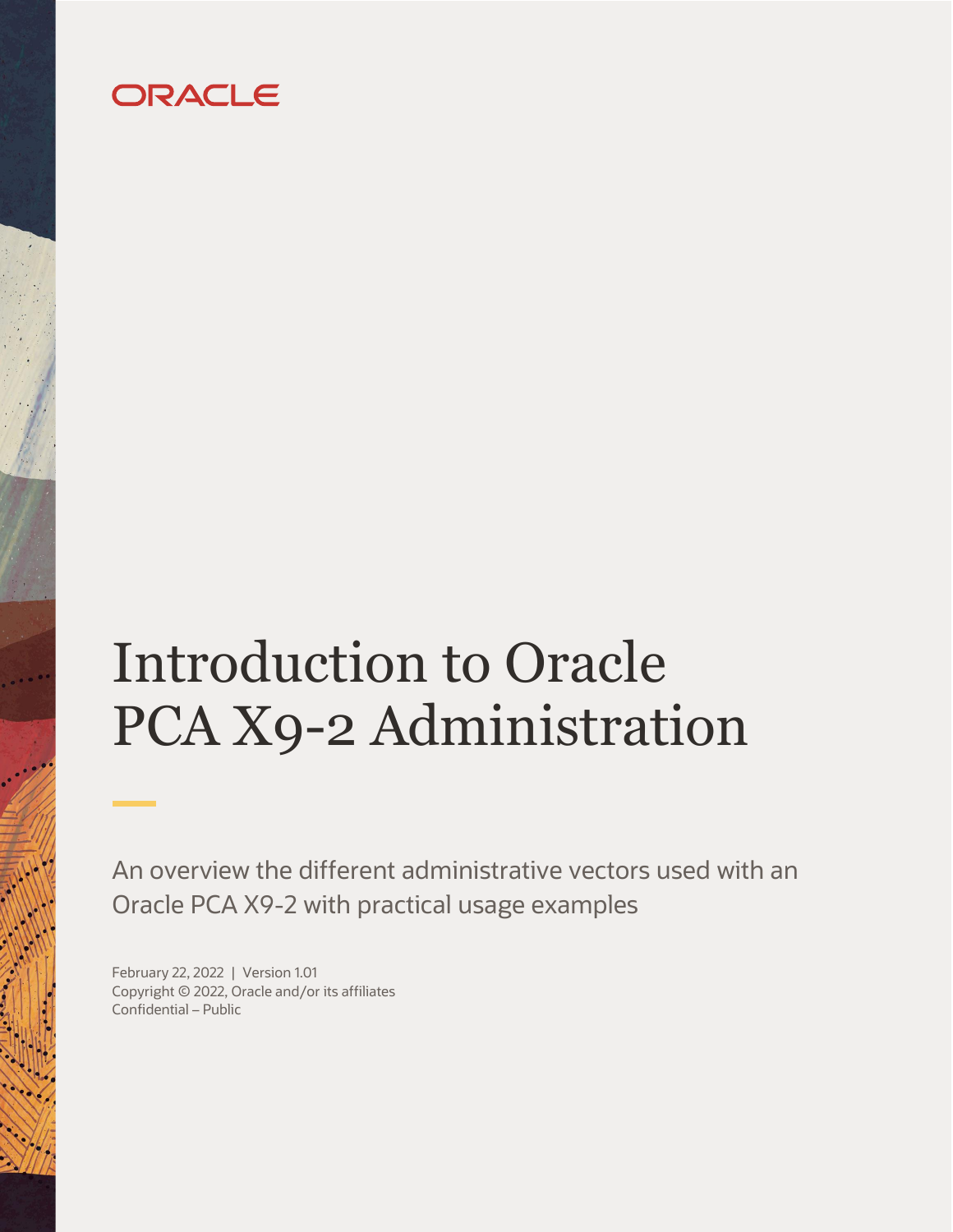ORACLE

# Introduction to Oracle PCA X9-2 Administration

An overview the different administrative vectors used with an Oracle PCA X9-2 with practical usage examples

February 22, 2022 | Version 1.01
Copyright © 2022, Oracle and/or its affiliates
Confidential – Public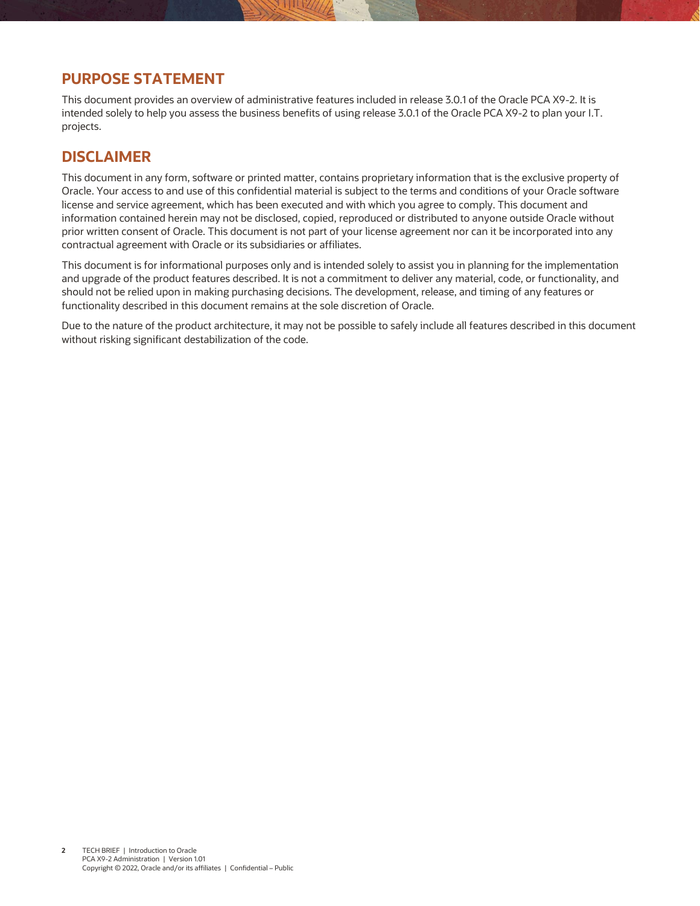## PURPOSE STATEMENT

This document provides an overview of administrative features included in release 3.0.1 of the Oracle PCA X9-2. It is intended solely to help you assess the business benefits of using release 3.0.1 of the Oracle PCA X9-2 to plan your I.T. projects.

## DISCLAIMER

This document in any form, software or printed matter, contains proprietary information that is the exclusive property of Oracle. Your access to and use of this confidential material is subject to the terms and conditions of your Oracle software license and service agreement, which has been executed and with which you agree to comply. This document and information contained herein may not be disclosed, copied, reproduced or distributed to anyone outside Oracle without prior written consent of Oracle. This document is not part of your license agreement nor can it be incorporated into any contractual agreement with Oracle or its subsidiaries or affiliates.

This document is for informational purposes only and is intended solely to assist you in planning for the implementation and upgrade of the product features described. It is not a commitment to deliver any material, code, or functionality, and should not be relied upon in making purchasing decisions. The development, release, and timing of any features or functionality described in this document remains at the sole discretion of Oracle.

Due to the nature of the product architecture, it may not be possible to safely include all features described in this document without risking significant destabilization of the code.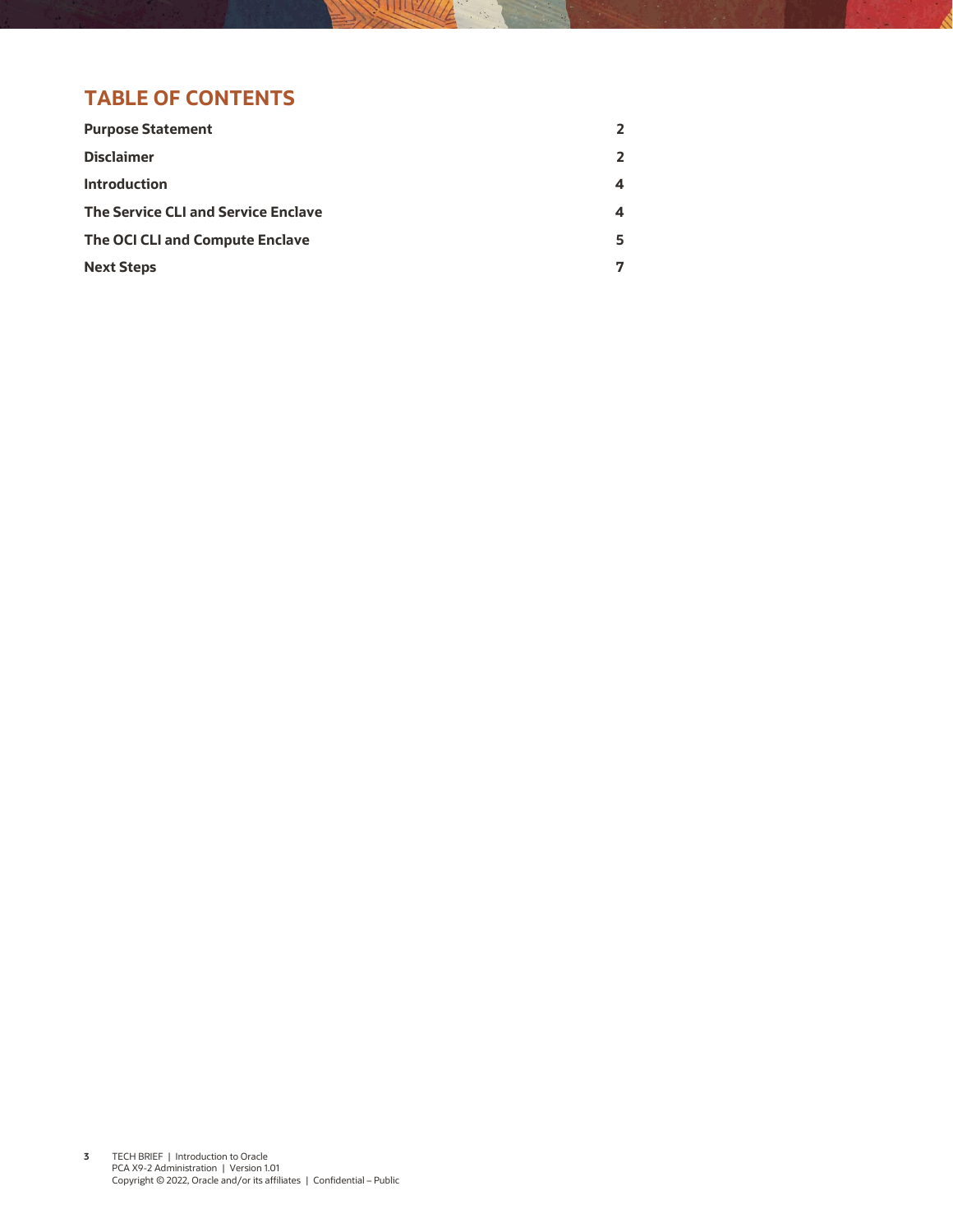# TABLE OF CONTENTS

| | |
|---|---|
| **Purpose Statement** | **2** |
| **Disclaimer** | **2** |
| **Introduction** | **4** |
| **The Service CLI and Service Enclave** | **4** |
| **The OCI CLI and Compute Enclave** | **5** |
| **Next Steps** | **7** |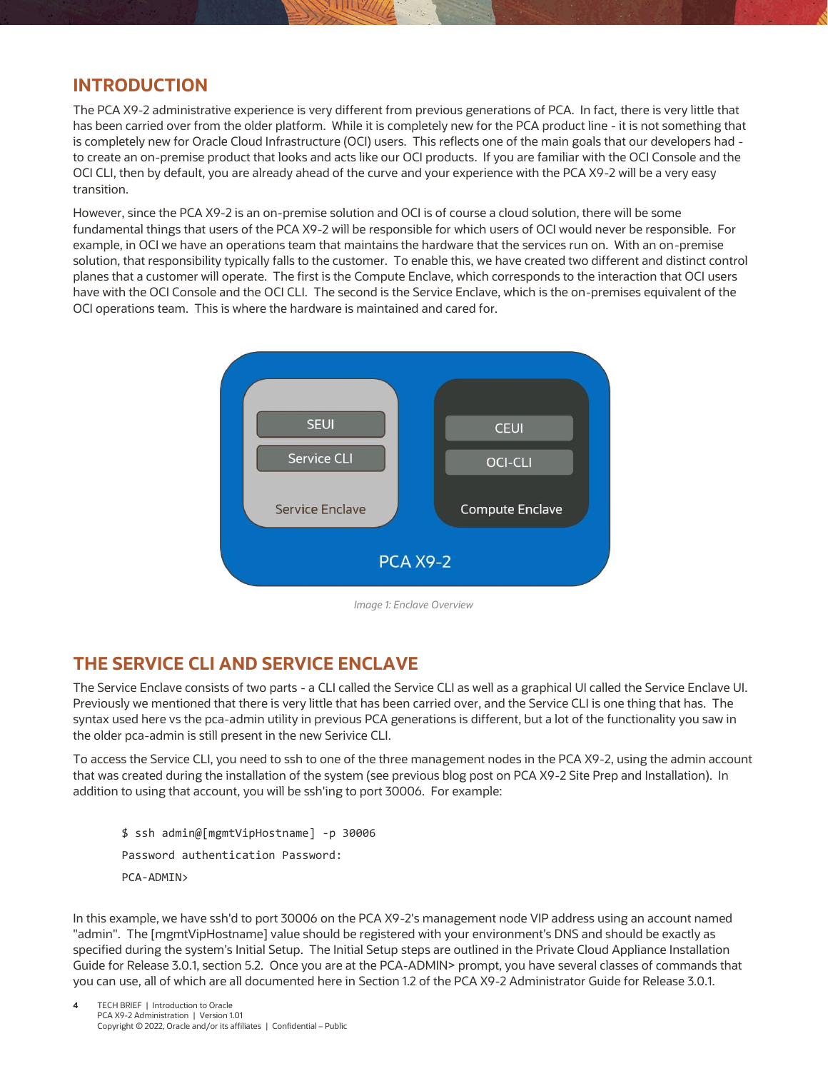## INTRODUCTION

The PCA X9-2 administrative experience is very different from previous generations of PCA. In fact, there is very little that has been carried over from the older platform. While it is completely new for the PCA product line - it is not something that is completely new for Oracle Cloud Infrastructure (OCI) users. This reflects one of the main goals that our developers had - to create an on-premise product that looks and acts like our OCI products. If you are familiar with the OCI Console and the OCI CLI, then by default, you are already ahead of the curve and your experience with the PCA X9-2 will be a very easy transition.

However, since the PCA X9-2 is an on-premise solution and OCI is of course a cloud solution, there will be some fundamental things that users of the PCA X9-2 will be responsible for which users of OCI would never be responsible. For example, in OCI we have an operations team that maintains the hardware that the services run on. With an on-premise solution, that responsibility typically falls to the customer. To enable this, we have created two different and distinct control planes that a customer will operate. The first is the Compute Enclave, which corresponds to the interaction that OCI users have with the OCI Console and the OCI CLI. The second is the Service Enclave, which is the on-premises equivalent of the OCI operations team. This is where the hardware is maintained and cared for.

SEUI

Service CLI

Service Enclave

CEUI

OCI-CLI

Compute Enclave

PCA X9-2

*Image 1: Enclave Overview*

## THE SERVICE CLI AND SERVICE ENCLAVE

The Service Enclave consists of two parts - a CLI called the Service CLI as well as a graphical UI called the Service Enclave UI. Previously we mentioned that there is very little that has been carried over, and the Service CLI is one thing that has. The syntax used here vs the pca-admin utility in previous PCA generations is different, but a lot of the functionality you saw in the older pca-admin is still present in the new Serivice CLI.

To access the Service CLI, you need to ssh to one of the three management nodes in the PCA X9-2, using the admin account that was created during the installation of the system (see previous blog post on PCA X9-2 Site Prep and Installation). In addition to using that account, you will be ssh'ing to port 30006. For example:

```
$ ssh admin@[mgmtVipHostname] -p 30006
Password authentication Password:
PCA-ADMIN>
```

In this example, we have ssh'd to port 30006 on the PCA X9-2's management node VIP address using an account named "admin". The [mgmtVipHostname] value should be registered with your environment's DNS and should be exactly as specified during the system's Initial Setup. The Initial Setup steps are outlined in the Private Cloud Appliance Installation Guide for Release 3.0.1, section 5.2. Once you are at the PCA-ADMIN> prompt, you have several classes of commands that you can use, all of which are all documented here in Section 1.2 of the PCA X9-2 Administrator Guide for Release 3.0.1.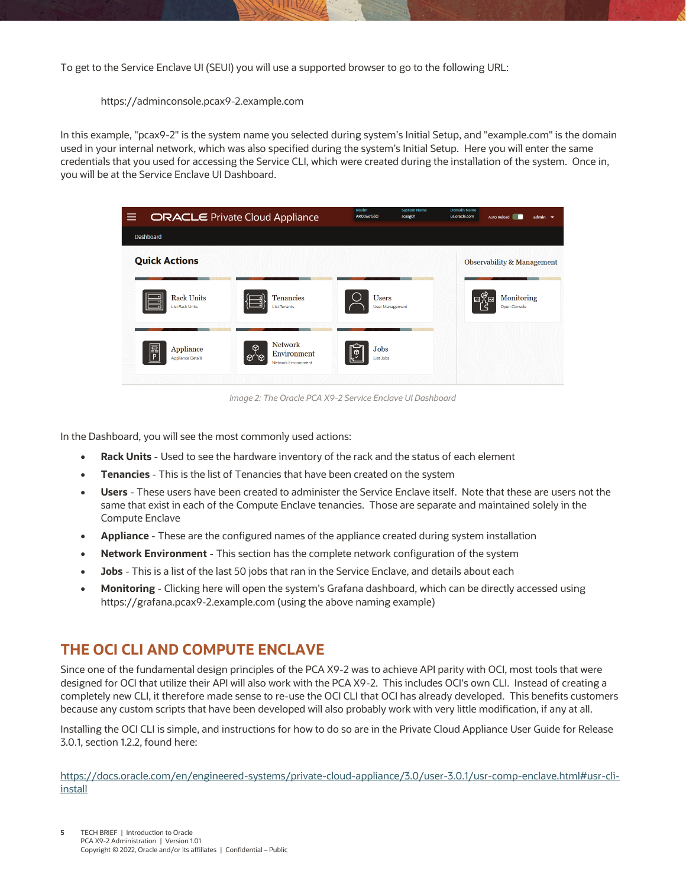To get to the Service Enclave UI (SEUI) you will use a supported browser to go to the following URL:

https://adminconsole.pcax9-2.example.com

In this example, "pcax9-2" is the system name you selected during system's Initial Setup, and "example.com" is the domain used in your internal network, which was also specified during the system's Initial Setup. Here you will enter the same credentials that you used for accessing the Service CLI, which were created during the installation of the system. Once in, you will be at the Service Enclave UI Dashboard.

*Image 2: The Oracle PCA X9-2 Service Enclave UI Dashboard*

In the Dashboard, you will see the most commonly used actions:

- **Rack Units** - Used to see the hardware inventory of the rack and the status of each element
- **Tenancies** - This is the list of Tenancies that have been created on the system
- **Users** - These users have been created to administer the Service Enclave itself. Note that these are users not the same that exist in each of the Compute Enclave tenancies. Those are separate and maintained solely in the Compute Enclave
- **Appliance** - These are the configured names of the appliance created during system installation
- **Network Environment** - This section has the complete network configuration of the system
- **Jobs** - This is a list of the last 50 jobs that ran in the Service Enclave, and details about each
- **Monitoring** - Clicking here will open the system's Grafana dashboard, which can be directly accessed using https://grafana.pcax9-2.example.com (using the above naming example)

## THE OCI CLI AND COMPUTE ENCLAVE

Since one of the fundamental design principles of the PCA X9-2 was to achieve API parity with OCI, most tools that were designed for OCI that utilize their API will also work with the PCA X9-2. This includes OCI's own CLI. Instead of creating a completely new CLI, it therefore made sense to re-use the OCI CLI that OCI has already developed. This benefits customers because any custom scripts that have been developed will also probably work with very little modification, if any at all.

Installing the OCI CLI is simple, and instructions for how to do so are in the Private Cloud Appliance User Guide for Release 3.0.1, section 1.2.2, found here:

https://docs.oracle.com/en/engineered-systems/private-cloud-appliance/3.0/user-3.0.1/usr-comp-enclave.html#usr-cli-install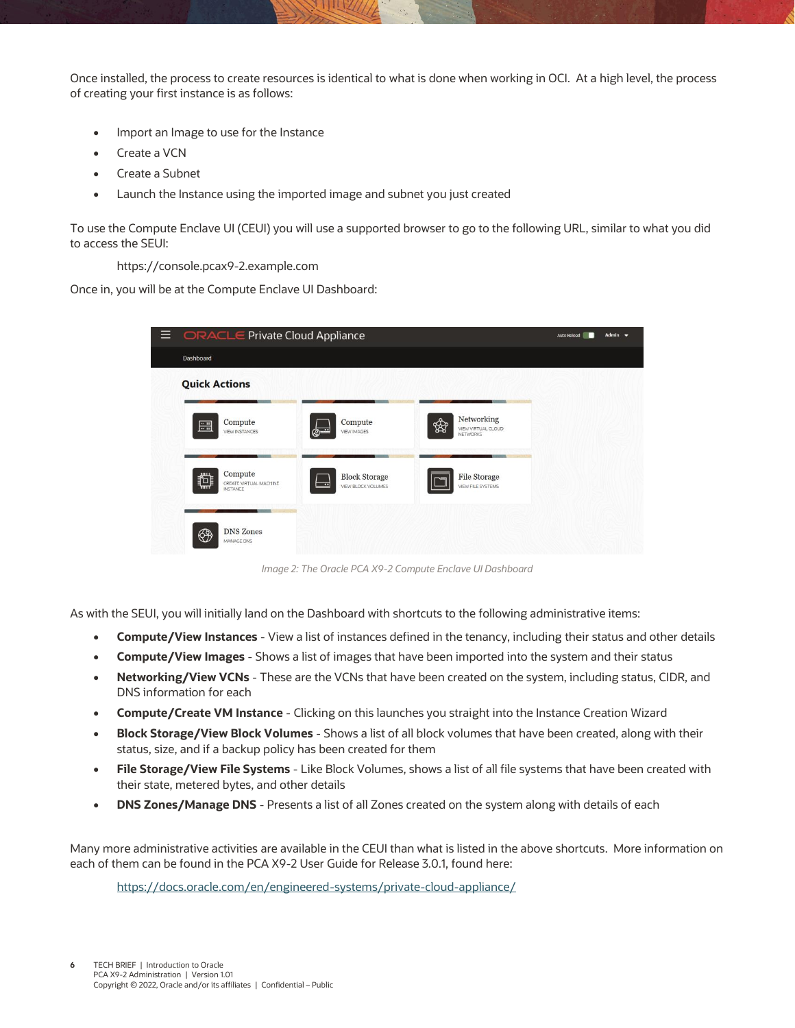Once installed, the process to create resources is identical to what is done when working in OCI. At a high level, the process of creating your first instance is as follows:

- Import an Image to use for the Instance
- Create a VCN
- Create a Subnet
- Launch the Instance using the imported image and subnet you just created

To use the Compute Enclave UI (CEUI) you will use a supported browser to go to the following URL, similar to what you did to access the SEUI:

https://console.pcax9-2.example.com

Once in, you will be at the Compute Enclave UI Dashboard:

*Image 2: The Oracle PCA X9-2 Compute Enclave UI Dashboard*

As with the SEUI, you will initially land on the Dashboard with shortcuts to the following administrative items:

- **Compute/View Instances** - View a list of instances defined in the tenancy, including their status and other details
- **Compute/View Images** - Shows a list of images that have been imported into the system and their status
- **Networking/View VCNs** - These are the VCNs that have been created on the system, including status, CIDR, and DNS information for each
- **Compute/Create VM Instance** - Clicking on this launches you straight into the Instance Creation Wizard
- **Block Storage/View Block Volumes** - Shows a list of all block volumes that have been created, along with their status, size, and if a backup policy has been created for them
- **File Storage/View File Systems** - Like Block Volumes, shows a list of all file systems that have been created with their state, metered bytes, and other details
- **DNS Zones/Manage DNS** - Presents a list of all Zones created on the system along with details of each

Many more administrative activities are available in the CEUI than what is listed in the above shortcuts. More information on each of them can be found in the PCA X9-2 User Guide for Release 3.0.1, found here:

https://docs.oracle.com/en/engineered-systems/private-cloud-appliance/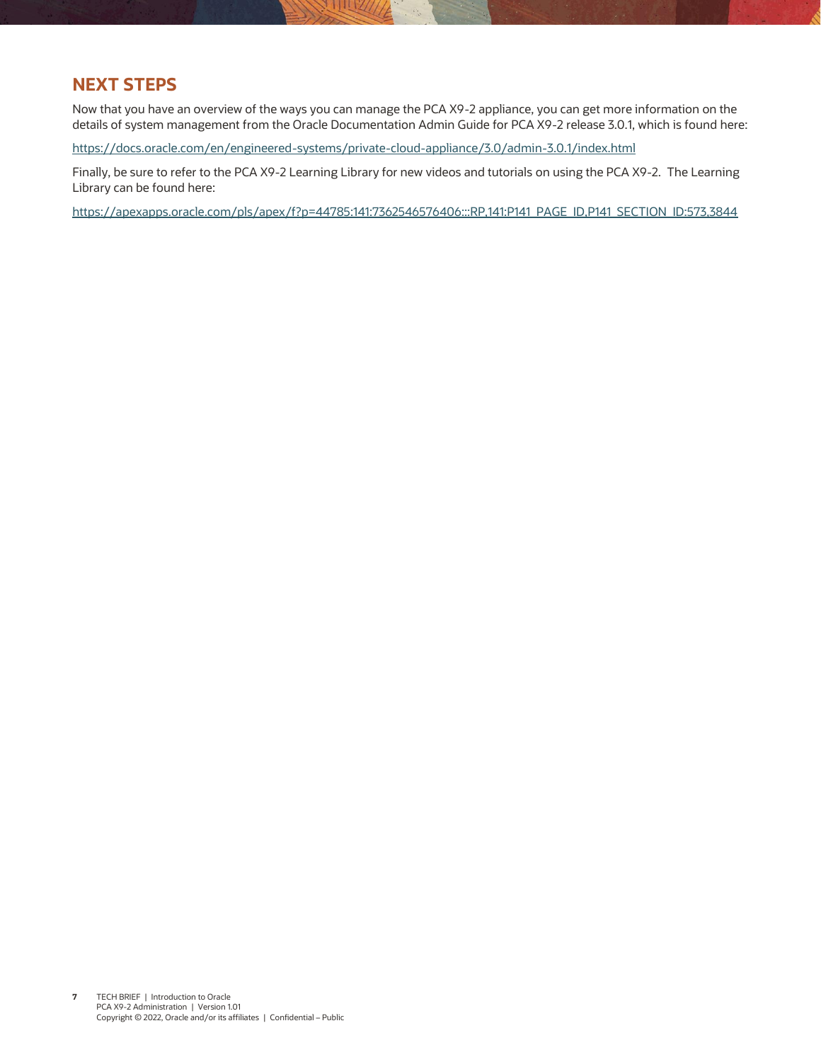## NEXT STEPS

Now that you have an overview of the ways you can manage the PCA X9-2 appliance, you can get more information on the details of system management from the Oracle Documentation Admin Guide for PCA X9-2 release 3.0.1, which is found here:

https://docs.oracle.com/en/engineered-systems/private-cloud-appliance/3.0/admin-3.0.1/index.html

Finally, be sure to refer to the PCA X9-2 Learning Library for new videos and tutorials on using the PCA X9-2. The Learning Library can be found here:

https://apexapps.oracle.com/pls/apex/f?p=44785:141:7362546576406:::RP,141:P141_PAGE_ID,P141_SECTION_ID:573,3844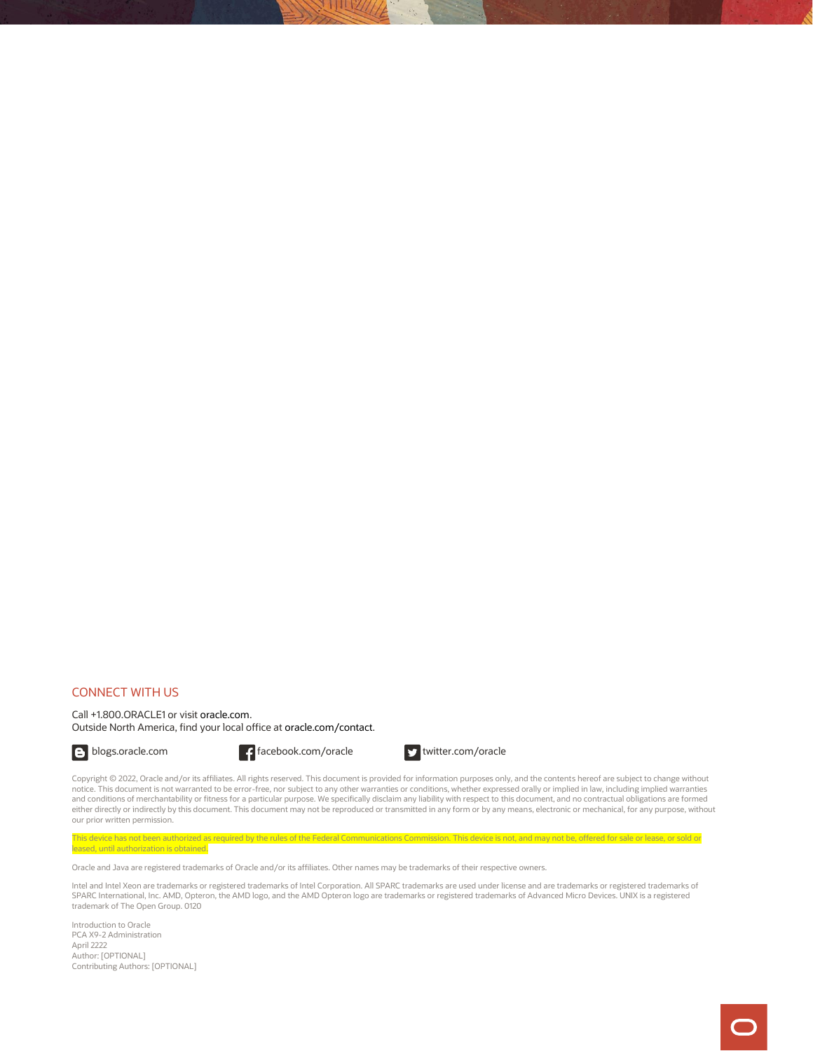## CONNECT WITH US

Call +1.800.ORACLE1 or visit oracle.com.
Outside North America, find your local office at oracle.com/contact.

blogs.oracle.com    facebook.com/oracle    twitter.com/oracle

Copyright © 2022, Oracle and/or its affiliates. All rights reserved. This document is provided for information purposes only, and the contents hereof are subject to change without notice. This document is not warranted to be error-free, nor subject to any other warranties or conditions, whether expressed orally or implied in law, including implied warranties and conditions of merchantability or fitness for a particular purpose. We specifically disclaim any liability with respect to this document, and no contractual obligations are formed either directly or indirectly by this document. This document may not be reproduced or transmitted in any form or by any means, electronic or mechanical, for any purpose, without our prior written permission.

This device has not been authorized as required by the rules of the Federal Communications Commission. This device is not, and may not be, offered for sale or lease, or sold or leased, until authorization is obtained.

Oracle and Java are registered trademarks of Oracle and/or its affiliates. Other names may be trademarks of their respective owners.

Intel and Intel Xeon are trademarks or registered trademarks of Intel Corporation. All SPARC trademarks are used under license and are trademarks or registered trademarks of SPARC International, Inc. AMD, Opteron, the AMD logo, and the AMD Opteron logo are trademarks or registered trademarks of Advanced Micro Devices. UNIX is a registered trademark of The Open Group. 0120

Introduction to Oracle
PCA X9-2 Administration
April 2222
Author: [OPTIONAL]
Contributing Authors: [OPTIONAL]